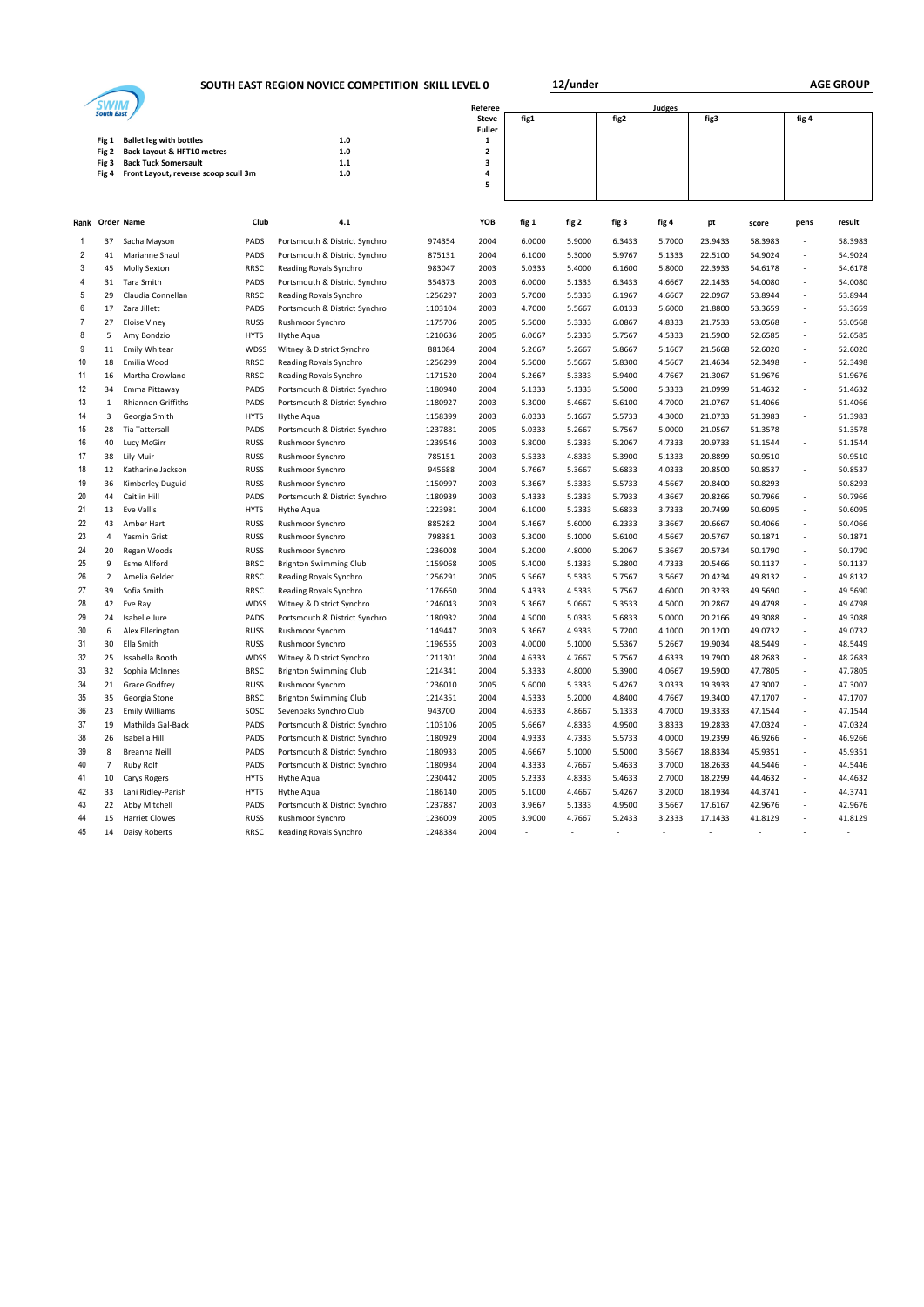# SOUTH EAST REGION NOVICE COMPETITION SKILL LEVEL 0

**12/under** **AGE GROUP**

SWIM South East

| | | | |
|---|---|---|---|
| Fig 1 | Ballet leg with bottles | 1.0 | 1 |
| Fig 2 | Back Layout & HFT10 metres | 1.0 | 2 |
| Fig 3 | Back Tuck Somersault | 1.1 | 3 |
| Fig 4 | Front Layout, reverse scoop scull 3m | 1.0 | 4 |
| | | | 5 |

Referee: Steve Fuller

Judges: fig1 | fig2 | fig3 | fig 4

| Rank | Order | Name | Club | 4.1 | | YOB | fig 1 | fig 2 | fig 3 | fig 4 | pt | score | pens | result |
|---|---|---|---|---|---|---|---|---|---|---|---|---|---|---|
| 1 | 37 | Sacha Mayson | PADS | Portsmouth & District Synchro | 974354 | 2004 | 6.0000 | 5.9000 | 6.3433 | 5.7000 | 23.9433 | 58.3983 | - | 58.3983 |
| 2 | 41 | Marianne Shaul | PADS | Portsmouth & District Synchro | 875131 | 2004 | 6.1000 | 5.3000 | 5.9767 | 5.1333 | 22.5100 | 54.9024 | - | 54.9024 |
| 3 | 45 | Molly Sexton | RRSC | Reading Royals Synchro | 983047 | 2003 | 5.0333 | 5.4000 | 6.1600 | 5.8000 | 22.3933 | 54.6178 | - | 54.6178 |
| 4 | 31 | Tara Smith | PADS | Portsmouth & District Synchro | 354373 | 2003 | 6.0000 | 5.1333 | 6.3433 | 4.6667 | 22.1433 | 54.0080 | - | 54.0080 |
| 5 | 29 | Claudia Connellan | RRSC | Reading Royals Synchro | 1256297 | 2003 | 5.7000 | 5.5333 | 6.1967 | 4.6667 | 22.0967 | 53.8944 | - | 53.8944 |
| 6 | 17 | Zara Jillett | PADS | Portsmouth & District Synchro | 1103104 | 2003 | 4.7000 | 5.5667 | 6.0133 | 5.6000 | 21.8800 | 53.3659 | - | 53.3659 |
| 7 | 27 | Eloise Viney | RUSS | Rushmoor Synchro | 1175706 | 2005 | 5.5000 | 5.3333 | 6.0867 | 4.8333 | 21.7533 | 53.0568 | - | 53.0568 |
| 8 | 5 | Amy Bondzio | HYTS | Hythe Aqua | 1210636 | 2005 | 6.0667 | 5.2333 | 5.7567 | 4.5333 | 21.5900 | 52.6585 | - | 52.6585 |
| 9 | 11 | Emily Whitear | WDSS | Witney & District Synchro | 881084 | 2004 | 5.2667 | 5.2667 | 5.8667 | 5.1667 | 21.5668 | 52.6020 | - | 52.6020 |
| 10 | 18 | Emilia Wood | RRSC | Reading Royals Synchro | 1256299 | 2004 | 5.5000 | 5.5667 | 5.8300 | 4.5667 | 21.4634 | 52.3498 | - | 52.3498 |
| 11 | 16 | Martha Crowland | RRSC | Reading Royals Synchro | 1171520 | 2004 | 5.2667 | 5.3333 | 5.9400 | 4.7667 | 21.3067 | 51.9676 | - | 51.9676 |
| 12 | 34 | Emma Pittaway | PADS | Portsmouth & District Synchro | 1180940 | 2004 | 5.1333 | 5.1333 | 5.5000 | 5.3333 | 21.0999 | 51.4632 | - | 51.4632 |
| 13 | 1 | Rhiannon Griffiths | PADS | Portsmouth & District Synchro | 1180927 | 2003 | 5.3000 | 5.4667 | 5.6100 | 4.7000 | 21.0767 | 51.4066 | - | 51.4066 |
| 14 | 3 | Georgia Smith | HYTS | Hythe Aqua | 1158399 | 2003 | 6.0333 | 5.1667 | 5.5733 | 4.3000 | 21.0733 | 51.3983 | - | 51.3983 |
| 15 | 28 | Tia Tattersall | PADS | Portsmouth & District Synchro | 1237881 | 2005 | 5.0333 | 5.2667 | 5.7567 | 5.0000 | 21.0567 | 51.3578 | - | 51.3578 |
| 16 | 40 | Lucy McGirr | RUSS | Rushmoor Synchro | 1239546 | 2003 | 5.8000 | 5.2333 | 5.2067 | 4.7333 | 20.9733 | 51.1544 | - | 51.1544 |
| 17 | 38 | Lily Muir | RUSS | Rushmoor Synchro | 785151 | 2003 | 5.5333 | 4.8333 | 5.3900 | 5.1333 | 20.8899 | 50.9510 | - | 50.9510 |
| 18 | 12 | Katharine Jackson | RUSS | Rushmoor Synchro | 945688 | 2004 | 5.7667 | 5.3667 | 5.6833 | 4.0333 | 20.8500 | 50.8537 | - | 50.8537 |
| 19 | 36 | Kimberley Duguid | RUSS | Rushmoor Synchro | 1150997 | 2003 | 5.3667 | 5.3333 | 5.5733 | 4.5667 | 20.8400 | 50.8293 | - | 50.8293 |
| 20 | 44 | Caitlin Hill | PADS | Portsmouth & District Synchro | 1180939 | 2003 | 5.4333 | 5.2333 | 5.7933 | 4.3667 | 20.8266 | 50.7966 | - | 50.7966 |
| 21 | 13 | Eve Vallis | HYTS | Hythe Aqua | 1223981 | 2004 | 6.1000 | 5.2333 | 5.6833 | 3.7333 | 20.7499 | 50.6095 | - | 50.6095 |
| 22 | 43 | Amber Hart | RUSS | Rushmoor Synchro | 885282 | 2004 | 5.4667 | 5.6000 | 6.2333 | 3.3667 | 20.6667 | 50.4066 | - | 50.4066 |
| 23 | 4 | Yasmin Grist | RUSS | Rushmoor Synchro | 798381 | 2003 | 5.3000 | 5.1000 | 5.6100 | 4.5667 | 20.5767 | 50.1871 | - | 50.1871 |
| 24 | 20 | Regan Woods | RUSS | Rushmoor Synchro | 1236008 | 2004 | 5.2000 | 4.8000 | 5.2067 | 5.3667 | 20.5734 | 50.1790 | - | 50.1790 |
| 25 | 9 | Esme Allford | BRSC | Brighton Swimming Club | 1159068 | 2005 | 5.4000 | 5.1333 | 5.2800 | 4.7333 | 20.5466 | 50.1137 | - | 50.1137 |
| 26 | 2 | Amelia Gelder | RRSC | Reading Royals Synchro | 1256291 | 2005 | 5.5667 | 5.5333 | 5.7567 | 3.5667 | 20.4234 | 49.8132 | - | 49.8132 |
| 27 | 39 | Sofia Smith | RRSC | Reading Royals Synchro | 1176660 | 2004 | 5.4333 | 4.5333 | 5.7567 | 4.6000 | 20.3233 | 49.5690 | - | 49.5690 |
| 28 | 42 | Eve Ray | WDSS | Witney & District Synchro | 1246043 | 2003 | 5.3667 | 5.0667 | 5.3533 | 4.5000 | 20.2867 | 49.4798 | - | 49.4798 |
| 29 | 24 | Isabelle Jure | PADS | Portsmouth & District Synchro | 1180932 | 2004 | 4.5000 | 5.0333 | 5.6833 | 5.0000 | 20.2166 | 49.3088 | - | 49.3088 |
| 30 | 6 | Alex Ellerington | RUSS | Rushmoor Synchro | 1149447 | 2003 | 5.3667 | 4.9333 | 5.7200 | 4.1000 | 20.1200 | 49.0732 | - | 49.0732 |
| 31 | 30 | Ella Smith | RUSS | Rushmoor Synchro | 1196555 | 2003 | 4.0000 | 5.1000 | 5.5367 | 5.2667 | 19.9034 | 48.5449 | - | 48.5449 |
| 32 | 25 | Issabella Booth | WDSS | Witney & District Synchro | 1211301 | 2004 | 4.6333 | 4.7667 | 5.7567 | 4.6333 | 19.7900 | 48.2683 | - | 48.2683 |
| 33 | 32 | Sophia McInnes | BRSC | Brighton Swimming Club | 1214341 | 2004 | 5.3333 | 4.8000 | 5.3900 | 4.0667 | 19.5900 | 47.7805 | - | 47.7805 |
| 34 | 21 | Grace Godfrey | RUSS | Rushmoor Synchro | 1236010 | 2005 | 5.6000 | 5.3333 | 5.4267 | 3.0333 | 19.3933 | 47.3007 | - | 47.3007 |
| 35 | 35 | Georgia Stone | BRSC | Brighton Swimming Club | 1214351 | 2004 | 4.5333 | 5.2000 | 4.8400 | 4.7667 | 19.3400 | 47.1707 | - | 47.1707 |
| 36 | 23 | Emily Williams | SOSC | Sevenoaks Synchro Club | 943700 | 2004 | 4.6333 | 4.8667 | 5.1333 | 4.7000 | 19.3333 | 47.1544 | - | 47.1544 |
| 37 | 19 | Mathilda Gal-Back | PADS | Portsmouth & District Synchro | 1103106 | 2005 | 5.6667 | 4.8333 | 4.9500 | 3.8333 | 19.2833 | 47.0324 | - | 47.0324 |
| 38 | 26 | Isabella Hill | PADS | Portsmouth & District Synchro | 1180929 | 2004 | 4.9333 | 4.7333 | 5.5733 | 4.0000 | 19.2399 | 46.9266 | - | 46.9266 |
| 39 | 8 | Breanna Neill | PADS | Portsmouth & District Synchro | 1180933 | 2005 | 4.6667 | 5.1000 | 5.5000 | 3.5667 | 18.8334 | 45.9351 | - | 45.9351 |
| 40 | 7 | Ruby Rolf | PADS | Portsmouth & District Synchro | 1180934 | 2004 | 4.3333 | 4.7667 | 5.4633 | 3.7000 | 18.2633 | 44.5446 | - | 44.5446 |
| 41 | 10 | Carys Rogers | HYTS | Hythe Aqua | 1230442 | 2005 | 5.2333 | 4.8333 | 5.4633 | 2.7000 | 18.2299 | 44.4632 | - | 44.4632 |
| 42 | 33 | Lani Ridley-Parish | HYTS | Hythe Aqua | 1186140 | 2005 | 5.1000 | 4.4667 | 5.4267 | 3.2000 | 18.1934 | 44.3741 | - | 44.3741 |
| 43 | 22 | Abby Mitchell | PADS | Portsmouth & District Synchro | 1237887 | 2003 | 3.9667 | 5.1333 | 4.9500 | 3.5667 | 17.6167 | 42.9676 | - | 42.9676 |
| 44 | 15 | Harriet Clowes | RUSS | Rushmoor Synchro | 1236009 | 2005 | 3.9000 | 4.7667 | 5.2433 | 3.2333 | 17.1433 | 41.8129 | - | 41.8129 |
| 45 | 14 | Daisy Roberts | RRSC | Reading Royals Synchro | 1248384 | 2004 | - | - | - | - | - | - | - | - |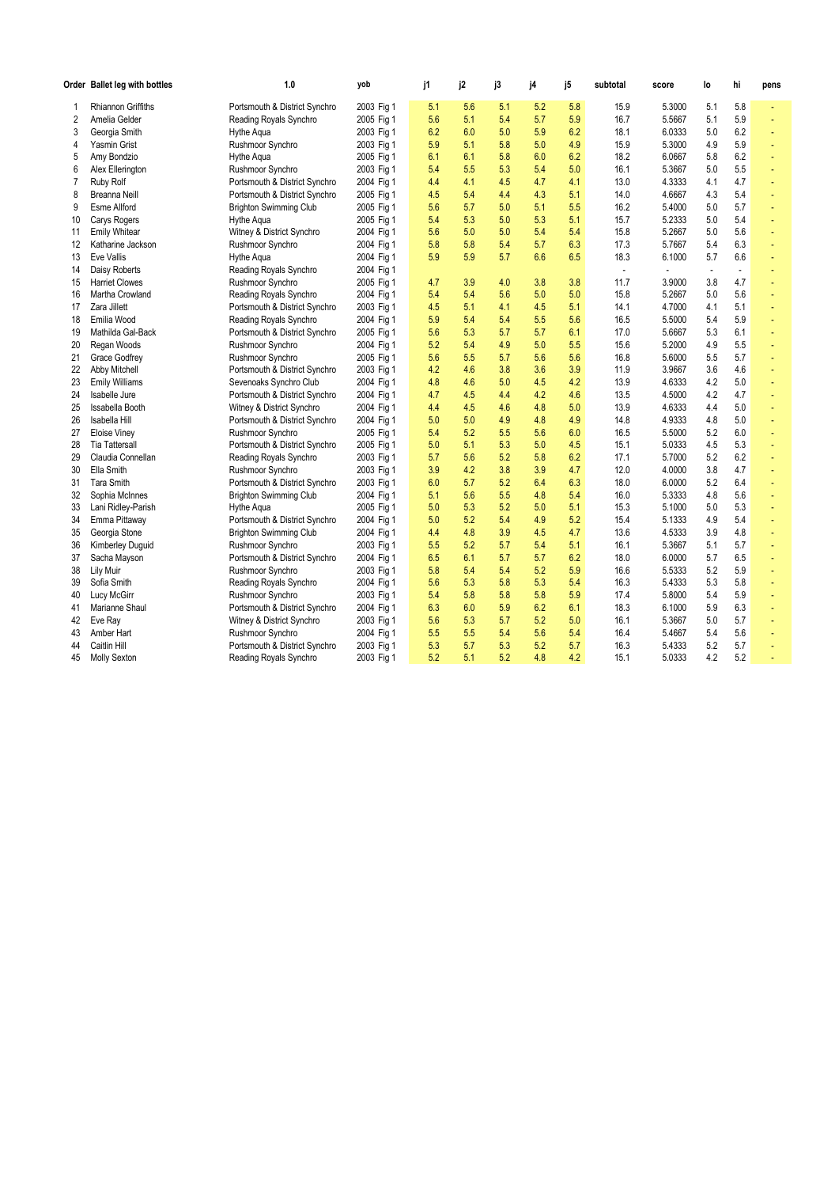| Order | Ballet leg with bottles | 1.0 | yob | | j1 | j2 | j3 | j4 | j5 | subtotal | score | lo | hi | pens |
|---|---|---|---|---|---|---|---|---|---|---|---|---|---|---|
| 1 | Rhiannon Griffiths | Portsmouth & District Synchro | 2003 | Fig 1 | 5.1 | 5.6 | 5.1 | 5.2 | 5.8 | 15.9 | 5.3000 | 5.1 | 5.8 | - |
| 2 | Amelia Gelder | Reading Royals Synchro | 2005 | Fig 1 | 5.6 | 5.1 | 5.4 | 5.7 | 5.9 | 16.7 | 5.5667 | 5.1 | 5.9 | - |
| 3 | Georgia Smith | Hythe Aqua | 2003 | Fig 1 | 6.2 | 6.0 | 5.0 | 5.9 | 6.2 | 18.1 | 6.0333 | 5.0 | 6.2 | - |
| 4 | Yasmin Grist | Rushmoor Synchro | 2003 | Fig 1 | 5.9 | 5.1 | 5.8 | 5.0 | 4.9 | 15.9 | 5.3000 | 4.9 | 5.9 | - |
| 5 | Amy Bondzio | Hythe Aqua | 2005 | Fig 1 | 6.1 | 6.1 | 5.8 | 6.0 | 6.2 | 18.2 | 6.0667 | 5.8 | 6.2 | - |
| 6 | Alex Ellerington | Rushmoor Synchro | 2003 | Fig 1 | 5.4 | 5.5 | 5.3 | 5.4 | 5.0 | 16.1 | 5.3667 | 5.0 | 5.5 | - |
| 7 | Ruby Rolf | Portsmouth & District Synchro | 2004 | Fig 1 | 4.4 | 4.1 | 4.5 | 4.7 | 4.1 | 13.0 | 4.3333 | 4.1 | 4.7 | - |
| 8 | Breanna Neill | Portsmouth & District Synchro | 2005 | Fig 1 | 4.5 | 5.4 | 4.4 | 4.3 | 5.1 | 14.0 | 4.6667 | 4.3 | 5.4 | - |
| 9 | Esme Allford | Brighton Swimming Club | 2005 | Fig 1 | 5.6 | 5.7 | 5.0 | 5.1 | 5.5 | 16.2 | 5.4000 | 5.0 | 5.7 | - |
| 10 | Carys Rogers | Hythe Aqua | 2005 | Fig 1 | 5.4 | 5.3 | 5.0 | 5.3 | 5.1 | 15.7 | 5.2333 | 5.0 | 5.4 | - |
| 11 | Emily Whitear | Witney & District Synchro | 2004 | Fig 1 | 5.6 | 5.0 | 5.0 | 5.4 | 5.4 | 15.8 | 5.2667 | 5.0 | 5.6 | - |
| 12 | Katharine Jackson | Rushmoor Synchro | 2004 | Fig 1 | 5.8 | 5.8 | 5.4 | 5.7 | 6.3 | 17.3 | 5.7667 | 5.4 | 6.3 | - |
| 13 | Eve Vallis | Hythe Aqua | 2004 | Fig 1 | 5.9 | 5.9 | 5.7 | 6.6 | 6.5 | 18.3 | 6.1000 | 5.7 | 6.6 | - |
| 14 | Daisy Roberts | Reading Royals Synchro | 2004 | Fig 1 | | | | | | - | - | - | - | - |
| 15 | Harriet Clowes | Rushmoor Synchro | 2005 | Fig 1 | 4.7 | 3.9 | 4.0 | 3.8 | 3.8 | 11.7 | 3.9000 | 3.8 | 4.7 | - |
| 16 | Martha Crowland | Reading Royals Synchro | 2004 | Fig 1 | 5.4 | 5.4 | 5.6 | 5.0 | 5.0 | 15.8 | 5.2667 | 5.0 | 5.6 | - |
| 17 | Zara Jillett | Portsmouth & District Synchro | 2003 | Fig 1 | 4.5 | 5.1 | 4.1 | 4.5 | 5.1 | 14.1 | 4.7000 | 4.1 | 5.1 | - |
| 18 | Emilia Wood | Reading Royals Synchro | 2004 | Fig 1 | 5.9 | 5.4 | 5.4 | 5.5 | 5.6 | 16.5 | 5.5000 | 5.4 | 5.9 | - |
| 19 | Mathilda Gal-Back | Portsmouth & District Synchro | 2005 | Fig 1 | 5.6 | 5.3 | 5.7 | 5.7 | 6.1 | 17.0 | 5.6667 | 5.3 | 6.1 | - |
| 20 | Regan Woods | Rushmoor Synchro | 2004 | Fig 1 | 5.2 | 5.4 | 4.9 | 5.0 | 5.5 | 15.6 | 5.2000 | 4.9 | 5.5 | - |
| 21 | Grace Godfrey | Rushmoor Synchro | 2005 | Fig 1 | 5.6 | 5.5 | 5.7 | 5.6 | 5.6 | 16.8 | 5.6000 | 5.5 | 5.7 | - |
| 22 | Abby Mitchell | Portsmouth & District Synchro | 2003 | Fig 1 | 4.2 | 4.6 | 3.8 | 3.6 | 3.9 | 11.9 | 3.9667 | 3.6 | 4.6 | - |
| 23 | Emily Williams | Sevenoaks Synchro Club | 2004 | Fig 1 | 4.8 | 4.6 | 5.0 | 4.5 | 4.2 | 13.9 | 4.6333 | 4.2 | 5.0 | - |
| 24 | Isabelle Jure | Portsmouth & District Synchro | 2004 | Fig 1 | 4.7 | 4.5 | 4.4 | 4.2 | 4.6 | 13.5 | 4.5000 | 4.2 | 4.7 | - |
| 25 | Issabella Booth | Witney & District Synchro | 2004 | Fig 1 | 4.4 | 4.5 | 4.6 | 4.8 | 5.0 | 13.9 | 4.6333 | 4.4 | 5.0 | - |
| 26 | Isabella Hill | Portsmouth & District Synchro | 2004 | Fig 1 | 5.0 | 5.0 | 4.9 | 4.8 | 4.9 | 14.8 | 4.9333 | 4.8 | 5.0 | - |
| 27 | Eloise Viney | Rushmoor Synchro | 2005 | Fig 1 | 5.4 | 5.2 | 5.5 | 5.6 | 6.0 | 16.5 | 5.5000 | 5.2 | 6.0 | - |
| 28 | Tia Tattersall | Portsmouth & District Synchro | 2005 | Fig 1 | 5.0 | 5.1 | 5.3 | 5.0 | 4.5 | 15.1 | 5.0333 | 4.5 | 5.3 | - |
| 29 | Claudia Connellan | Reading Royals Synchro | 2003 | Fig 1 | 5.7 | 5.6 | 5.2 | 5.8 | 6.2 | 17.1 | 5.7000 | 5.2 | 6.2 | - |
| 30 | Ella Smith | Rushmoor Synchro | 2003 | Fig 1 | 3.9 | 4.2 | 3.8 | 3.9 | 4.7 | 12.0 | 4.0000 | 3.8 | 4.7 | - |
| 31 | Tara Smith | Portsmouth & District Synchro | 2003 | Fig 1 | 6.0 | 5.7 | 5.2 | 6.4 | 6.3 | 18.0 | 6.0000 | 5.2 | 6.4 | - |
| 32 | Sophia McInnes | Brighton Swimming Club | 2004 | Fig 1 | 5.1 | 5.6 | 5.5 | 4.8 | 5.4 | 16.0 | 5.3333 | 4.8 | 5.6 | - |
| 33 | Lani Ridley-Parish | Hythe Aqua | 2005 | Fig 1 | 5.0 | 5.3 | 5.2 | 5.0 | 5.1 | 15.3 | 5.1000 | 5.0 | 5.3 | - |
| 34 | Emma Pittaway | Portsmouth & District Synchro | 2004 | Fig 1 | 5.0 | 5.2 | 5.4 | 4.9 | 5.2 | 15.4 | 5.1333 | 4.9 | 5.4 | - |
| 35 | Georgia Stone | Brighton Swimming Club | 2004 | Fig 1 | 4.4 | 4.8 | 3.9 | 4.5 | 4.7 | 13.6 | 4.5333 | 3.9 | 4.8 | - |
| 36 | Kimberley Duguid | Rushmoor Synchro | 2003 | Fig 1 | 5.5 | 5.2 | 5.7 | 5.4 | 5.1 | 16.1 | 5.3667 | 5.1 | 5.7 | - |
| 37 | Sacha Mayson | Portsmouth & District Synchro | 2004 | Fig 1 | 6.5 | 6.1 | 5.7 | 5.7 | 6.2 | 18.0 | 6.0000 | 5.7 | 6.5 | - |
| 38 | Lily Muir | Rushmoor Synchro | 2003 | Fig 1 | 5.8 | 5.4 | 5.4 | 5.2 | 5.9 | 16.6 | 5.5333 | 5.2 | 5.9 | - |
| 39 | Sofia Smith | Reading Royals Synchro | 2004 | Fig 1 | 5.6 | 5.3 | 5.8 | 5.3 | 5.4 | 16.3 | 5.4333 | 5.3 | 5.8 | - |
| 40 | Lucy McGirr | Rushmoor Synchro | 2003 | Fig 1 | 5.4 | 5.8 | 5.8 | 5.8 | 5.9 | 17.4 | 5.8000 | 5.4 | 5.9 | - |
| 41 | Marianne Shaul | Portsmouth & District Synchro | 2004 | Fig 1 | 6.3 | 6.0 | 5.9 | 6.2 | 6.1 | 18.3 | 6.1000 | 5.9 | 6.3 | - |
| 42 | Eve Ray | Witney & District Synchro | 2003 | Fig 1 | 5.6 | 5.3 | 5.7 | 5.2 | 5.0 | 16.1 | 5.3667 | 5.0 | 5.7 | - |
| 43 | Amber Hart | Rushmoor Synchro | 2004 | Fig 1 | 5.5 | 5.5 | 5.4 | 5.6 | 5.4 | 16.4 | 5.4667 | 5.4 | 5.6 | - |
| 44 | Caitlin Hill | Portsmouth & District Synchro | 2003 | Fig 1 | 5.3 | 5.7 | 5.3 | 5.2 | 5.7 | 16.3 | 5.4333 | 5.2 | 5.7 | - |
| 45 | Molly Sexton | Reading Royals Synchro | 2003 | Fig 1 | 5.2 | 5.1 | 5.2 | 4.8 | 4.2 | 15.1 | 5.0333 | 4.2 | 5.2 | - |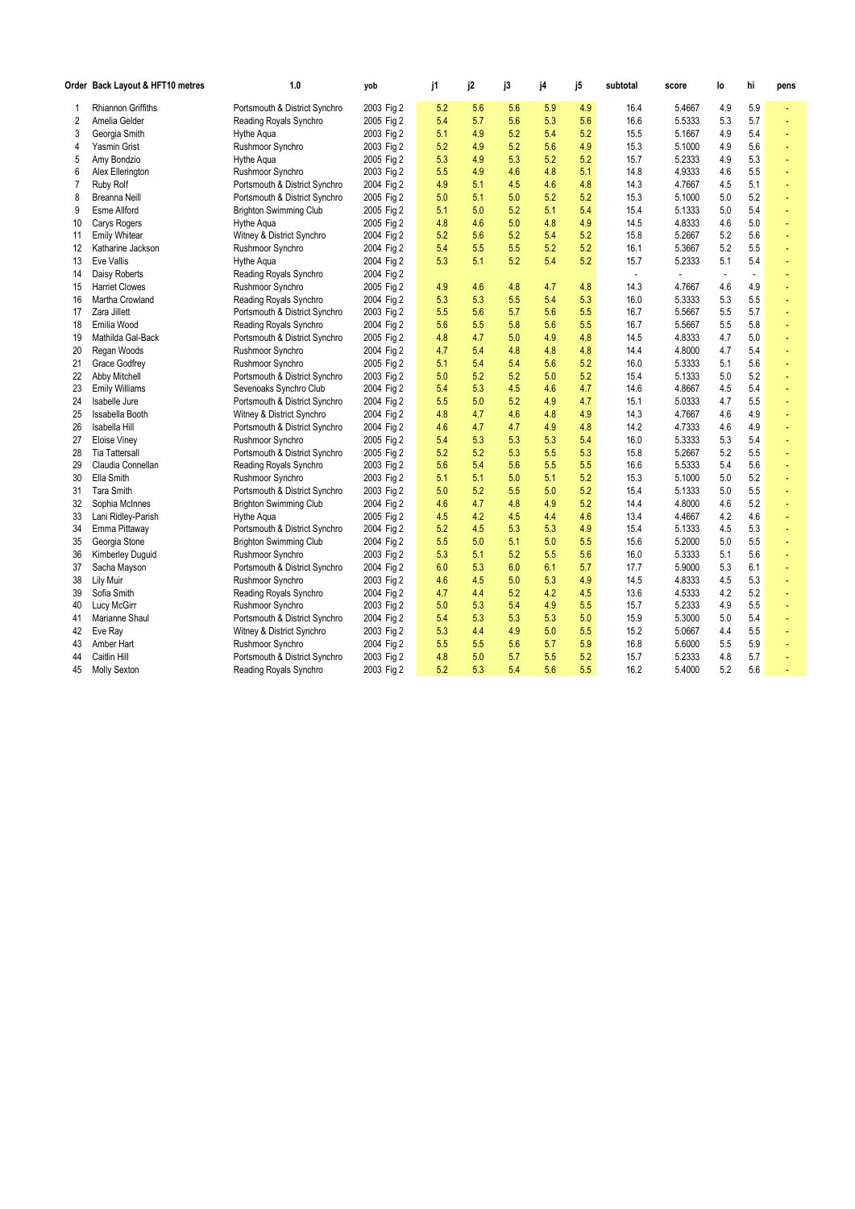| Order | Back Layout & HFT10 metres | 1.0 | yob | | j1 | j2 | j3 | j4 | j5 | subtotal | score | lo | hi | pens |
|---|---|---|---|---|---|---|---|---|---|---|---|---|---|---|
| 1 | Rhiannon Griffiths | Portsmouth & District Synchro | 2003 | Fig 2 | 5.2 | 5.6 | 5.6 | 5.9 | 4.9 | 16.4 | 5.4667 | 4.9 | 5.9 | - |
| 2 | Amelia Gelder | Reading Royals Synchro | 2005 | Fig 2 | 5.4 | 5.7 | 5.6 | 5.3 | 5.6 | 16.6 | 5.5333 | 5.3 | 5.7 | - |
| 3 | Georgia Smith | Hythe Aqua | 2003 | Fig 2 | 5.1 | 4.9 | 5.2 | 5.4 | 5.2 | 15.5 | 5.1667 | 4.9 | 5.4 | - |
| 4 | Yasmin Grist | Rushmoor Synchro | 2003 | Fig 2 | 5.2 | 4.9 | 5.2 | 5.6 | 4.9 | 15.3 | 5.1000 | 4.9 | 5.6 | - |
| 5 | Amy Bondzio | Hythe Aqua | 2005 | Fig 2 | 5.3 | 4.9 | 5.3 | 5.2 | 5.2 | 15.7 | 5.2333 | 4.9 | 5.3 | - |
| 6 | Alex Ellerington | Rushmoor Synchro | 2003 | Fig 2 | 5.5 | 4.9 | 4.6 | 4.8 | 5.1 | 14.8 | 4.9333 | 4.6 | 5.5 | - |
| 7 | Ruby Rolf | Portsmouth & District Synchro | 2004 | Fig 2 | 4.9 | 5.1 | 4.5 | 4.6 | 4.8 | 14.3 | 4.7667 | 4.5 | 5.1 | - |
| 8 | Breanna Neill | Portsmouth & District Synchro | 2005 | Fig 2 | 5.0 | 5.1 | 5.0 | 5.2 | 5.2 | 15.3 | 5.1000 | 5.0 | 5.2 | - |
| 9 | Esme Allford | Brighton Swimming Club | 2005 | Fig 2 | 5.1 | 5.0 | 5.2 | 5.1 | 5.4 | 15.4 | 5.1333 | 5.0 | 5.4 | - |
| 10 | Carys Rogers | Hythe Aqua | 2005 | Fig 2 | 4.8 | 4.6 | 5.0 | 4.8 | 4.9 | 14.5 | 4.8333 | 4.6 | 5.0 | - |
| 11 | Emily Whitear | Witney & District Synchro | 2004 | Fig 2 | 5.2 | 5.6 | 5.2 | 5.4 | 5.2 | 15.8 | 5.2667 | 5.2 | 5.6 | - |
| 12 | Katharine Jackson | Rushmoor Synchro | 2004 | Fig 2 | 5.4 | 5.5 | 5.5 | 5.2 | 5.2 | 16.1 | 5.3667 | 5.2 | 5.5 | - |
| 13 | Eve Vallis | Hythe Aqua | 2004 | Fig 2 | 5.3 | 5.1 | 5.2 | 5.4 | 5.2 | 15.7 | 5.2333 | 5.1 | 5.4 | - |
| 14 | Daisy Roberts | Reading Royals Synchro | 2004 | Fig 2 | | | | | | - | - | - | - | - |
| 15 | Harriet Clowes | Rushmoor Synchro | 2005 | Fig 2 | 4.9 | 4.6 | 4.8 | 4.7 | 4.8 | 14.3 | 4.7667 | 4.6 | 4.9 | - |
| 16 | Martha Crowland | Reading Royals Synchro | 2004 | Fig 2 | 5.3 | 5.3 | 5.5 | 5.4 | 5.3 | 16.0 | 5.3333 | 5.3 | 5.5 | - |
| 17 | Zara Jillett | Portsmouth & District Synchro | 2003 | Fig 2 | 5.5 | 5.6 | 5.7 | 5.6 | 5.5 | 16.7 | 5.5667 | 5.5 | 5.7 | - |
| 18 | Emilia Wood | Reading Royals Synchro | 2004 | Fig 2 | 5.6 | 5.5 | 5.8 | 5.6 | 5.5 | 16.7 | 5.5667 | 5.5 | 5.8 | - |
| 19 | Mathilda Gal-Back | Portsmouth & District Synchro | 2005 | Fig 2 | 4.8 | 4.7 | 5.0 | 4.9 | 4.8 | 14.5 | 4.8333 | 4.7 | 5.0 | - |
| 20 | Regan Woods | Rushmoor Synchro | 2004 | Fig 2 | 4.7 | 5.4 | 4.8 | 4.8 | 4.8 | 14.4 | 4.8000 | 4.7 | 5.4 | - |
| 21 | Grace Godfrey | Rushmoor Synchro | 2005 | Fig 2 | 5.1 | 5.4 | 5.4 | 5.6 | 5.2 | 16.0 | 5.3333 | 5.1 | 5.6 | - |
| 22 | Abby Mitchell | Portsmouth & District Synchro | 2003 | Fig 2 | 5.0 | 5.2 | 5.2 | 5.0 | 5.2 | 15.4 | 5.1333 | 5.0 | 5.2 | - |
| 23 | Emily Williams | Sevenoaks Synchro Club | 2004 | Fig 2 | 5.4 | 5.3 | 4.5 | 4.6 | 4.7 | 14.6 | 4.8667 | 4.5 | 5.4 | - |
| 24 | Isabelle Jure | Portsmouth & District Synchro | 2004 | Fig 2 | 5.5 | 5.0 | 5.2 | 4.9 | 4.7 | 15.1 | 5.0333 | 4.7 | 5.5 | - |
| 25 | Issabella Booth | Witney & District Synchro | 2004 | Fig 2 | 4.8 | 4.7 | 4.6 | 4.8 | 4.9 | 14.3 | 4.7667 | 4.6 | 4.9 | - |
| 26 | Isabella Hill | Portsmouth & District Synchro | 2004 | Fig 2 | 4.6 | 4.7 | 4.7 | 4.9 | 4.8 | 14.2 | 4.7333 | 4.6 | 4.9 | - |
| 27 | Eloise Viney | Rushmoor Synchro | 2005 | Fig 2 | 5.4 | 5.3 | 5.3 | 5.3 | 5.4 | 16.0 | 5.3333 | 5.3 | 5.4 | - |
| 28 | Tia Tattersall | Portsmouth & District Synchro | 2005 | Fig 2 | 5.2 | 5.2 | 5.3 | 5.5 | 5.3 | 15.8 | 5.2667 | 5.2 | 5.5 | - |
| 29 | Claudia Connellan | Reading Royals Synchro | 2003 | Fig 2 | 5.6 | 5.4 | 5.6 | 5.5 | 5.5 | 16.6 | 5.5333 | 5.4 | 5.6 | - |
| 30 | Ella Smith | Rushmoor Synchro | 2003 | Fig 2 | 5.1 | 5.1 | 5.0 | 5.1 | 5.2 | 15.3 | 5.1000 | 5.0 | 5.2 | - |
| 31 | Tara Smith | Portsmouth & District Synchro | 2003 | Fig 2 | 5.0 | 5.2 | 5.5 | 5.0 | 5.2 | 15.4 | 5.1333 | 5.0 | 5.5 | - |
| 32 | Sophia McInnes | Brighton Swimming Club | 2004 | Fig 2 | 4.6 | 4.7 | 4.8 | 4.9 | 5.2 | 14.4 | 4.8000 | 4.6 | 5.2 | - |
| 33 | Lani Ridley-Parish | Hythe Aqua | 2005 | Fig 2 | 4.5 | 4.2 | 4.5 | 4.4 | 4.6 | 13.4 | 4.4667 | 4.2 | 4.6 | - |
| 34 | Emma Pittaway | Portsmouth & District Synchro | 2004 | Fig 2 | 5.2 | 4.5 | 5.3 | 5.3 | 4.9 | 15.4 | 5.1333 | 4.5 | 5.3 | - |
| 35 | Georgia Stone | Brighton Swimming Club | 2004 | Fig 2 | 5.5 | 5.0 | 5.1 | 5.0 | 5.5 | 15.6 | 5.2000 | 5.0 | 5.5 | - |
| 36 | Kimberley Duguid | Rushmoor Synchro | 2003 | Fig 2 | 5.3 | 5.1 | 5.2 | 5.5 | 5.6 | 16.0 | 5.3333 | 5.1 | 5.6 | - |
| 37 | Sacha Mayson | Portsmouth & District Synchro | 2004 | Fig 2 | 6.0 | 5.3 | 6.0 | 6.1 | 5.7 | 17.7 | 5.9000 | 5.3 | 6.1 | - |
| 38 | Lily Muir | Rushmoor Synchro | 2003 | Fig 2 | 4.6 | 4.5 | 5.0 | 5.3 | 4.9 | 14.5 | 4.8333 | 4.5 | 5.3 | - |
| 39 | Sofia Smith | Reading Royals Synchro | 2004 | Fig 2 | 4.7 | 4.4 | 5.2 | 4.2 | 4.5 | 13.6 | 4.5333 | 4.2 | 5.2 | - |
| 40 | Lucy McGirr | Rushmoor Synchro | 2003 | Fig 2 | 5.0 | 5.3 | 5.4 | 4.9 | 5.5 | 15.7 | 5.2333 | 4.9 | 5.5 | - |
| 41 | Marianne Shaul | Portsmouth & District Synchro | 2004 | Fig 2 | 5.4 | 5.3 | 5.3 | 5.3 | 5.0 | 15.9 | 5.3000 | 5.0 | 5.4 | - |
| 42 | Eve Ray | Witney & District Synchro | 2003 | Fig 2 | 5.3 | 4.4 | 4.9 | 5.0 | 5.5 | 15.2 | 5.0667 | 4.4 | 5.5 | - |
| 43 | Amber Hart | Rushmoor Synchro | 2004 | Fig 2 | 5.5 | 5.5 | 5.6 | 5.7 | 5.9 | 16.8 | 5.6000 | 5.5 | 5.9 | - |
| 44 | Caitlin Hill | Portsmouth & District Synchro | 2003 | Fig 2 | 4.8 | 5.0 | 5.7 | 5.5 | 5.2 | 15.7 | 5.2333 | 4.8 | 5.7 | - |
| 45 | Molly Sexton | Reading Royals Synchro | 2003 | Fig 2 | 5.2 | 5.3 | 5.4 | 5.6 | 5.5 | 16.2 | 5.4000 | 5.2 | 5.6 | - |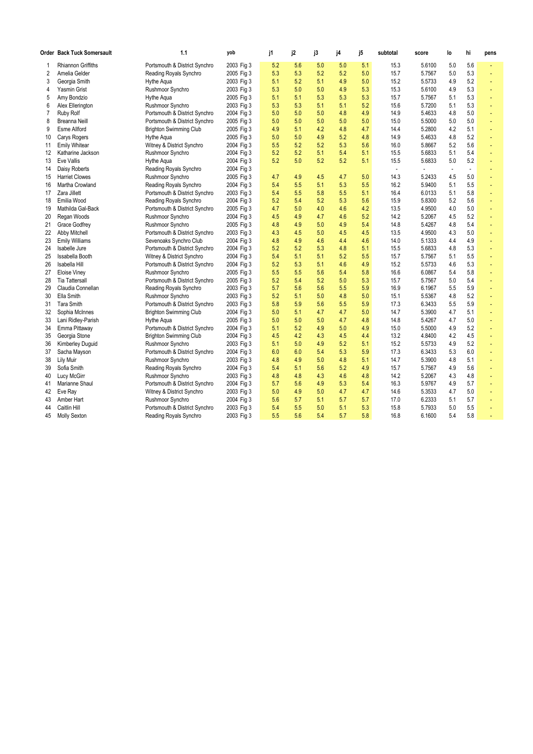| Order | Back Tuck Somersault | 1.1 | yob | j1 | j2 | j3 | j4 | j5 | subtotal | score | lo | hi | pens |
|---|---|---|---|---|---|---|---|---|---|---|---|---|---|
| 1 | Rhiannon Griffiths | Portsmouth & District Synchro | 2003 Fig 3 | 5.2 | 5.6 | 5.0 | 5.0 | 5.1 | 15.3 | 5.6100 | 5.0 | 5.6 | - |
| 2 | Amelia Gelder | Reading Royals Synchro | 2005 Fig 3 | 5.3 | 5.3 | 5.2 | 5.2 | 5.0 | 15.7 | 5.7567 | 5.0 | 5.3 | - |
| 3 | Georgia Smith | Hythe Aqua | 2003 Fig 3 | 5.1 | 5.2 | 5.1 | 4.9 | 5.0 | 15.2 | 5.5733 | 4.9 | 5.2 | - |
| 4 | Yasmin Grist | Rushmoor Synchro | 2003 Fig 3 | 5.3 | 5.0 | 5.0 | 4.9 | 5.3 | 15.3 | 5.6100 | 4.9 | 5.3 | - |
| 5 | Amy Bondzio | Hythe Aqua | 2005 Fig 3 | 5.1 | 5.1 | 5.3 | 5.3 | 5.3 | 15.7 | 5.7567 | 5.1 | 5.3 | - |
| 6 | Alex Ellerington | Rushmoor Synchro | 2003 Fig 3 | 5.3 | 5.3 | 5.1 | 5.1 | 5.2 | 15.6 | 5.7200 | 5.1 | 5.3 | - |
| 7 | Ruby Rolf | Portsmouth & District Synchro | 2004 Fig 3 | 5.0 | 5.0 | 5.0 | 4.8 | 4.9 | 14.9 | 5.4633 | 4.8 | 5.0 | - |
| 8 | Breanna Neill | Portsmouth & District Synchro | 2005 Fig 3 | 5.0 | 5.0 | 5.0 | 5.0 | 5.0 | 15.0 | 5.5000 | 5.0 | 5.0 | - |
| 9 | Esme Allford | Brighton Swimming Club | 2005 Fig 3 | 4.9 | 5.1 | 4.2 | 4.8 | 4.7 | 14.4 | 5.2800 | 4.2 | 5.1 | - |
| 10 | Carys Rogers | Hythe Aqua | 2005 Fig 3 | 5.0 | 5.0 | 4.9 | 5.2 | 4.8 | 14.9 | 5.4633 | 4.8 | 5.2 | - |
| 11 | Emily Whitear | Witney & District Synchro | 2004 Fig 3 | 5.5 | 5.2 | 5.2 | 5.3 | 5.6 | 16.0 | 5.8667 | 5.2 | 5.6 | - |
| 12 | Katharine Jackson | Rushmoor Synchro | 2004 Fig 3 | 5.2 | 5.2 | 5.1 | 5.4 | 5.1 | 15.5 | 5.6833 | 5.1 | 5.4 | - |
| 13 | Eve Vallis | Hythe Aqua | 2004 Fig 3 | 5.2 | 5.0 | 5.2 | 5.2 | 5.1 | 15.5 | 5.6833 | 5.0 | 5.2 | - |
| 14 | Daisy Roberts | Reading Royals Synchro | 2004 Fig 3 | | | | | | - | - | - | - | - |
| 15 | Harriet Clowes | Rushmoor Synchro | 2005 Fig 3 | 4.7 | 4.9 | 4.5 | 4.7 | 5.0 | 14.3 | 5.2433 | 4.5 | 5.0 | - |
| 16 | Martha Crowland | Reading Royals Synchro | 2004 Fig 3 | 5.4 | 5.5 | 5.1 | 5.3 | 5.5 | 16.2 | 5.9400 | 5.1 | 5.5 | - |
| 17 | Zara Jillett | Portsmouth & District Synchro | 2003 Fig 3 | 5.4 | 5.5 | 5.8 | 5.5 | 5.1 | 16.4 | 6.0133 | 5.1 | 5.8 | - |
| 18 | Emilia Wood | Reading Royals Synchro | 2004 Fig 3 | 5.2 | 5.4 | 5.2 | 5.3 | 5.6 | 15.9 | 5.8300 | 5.2 | 5.6 | - |
| 19 | Mathilda Gal-Back | Portsmouth & District Synchro | 2005 Fig 3 | 4.7 | 5.0 | 4.0 | 4.6 | 4.2 | 13.5 | 4.9500 | 4.0 | 5.0 | - |
| 20 | Regan Woods | Rushmoor Synchro | 2004 Fig 3 | 4.5 | 4.9 | 4.7 | 4.6 | 5.2 | 14.2 | 5.2067 | 4.5 | 5.2 | - |
| 21 | Grace Godfrey | Rushmoor Synchro | 2005 Fig 3 | 4.8 | 4.9 | 5.0 | 4.9 | 5.4 | 14.8 | 5.4267 | 4.8 | 5.4 | - |
| 22 | Abby Mitchell | Portsmouth & District Synchro | 2003 Fig 3 | 4.3 | 4.5 | 5.0 | 4.5 | 4.5 | 13.5 | 4.9500 | 4.3 | 5.0 | - |
| 23 | Emily Williams | Sevenoaks Synchro Club | 2004 Fig 3 | 4.8 | 4.9 | 4.6 | 4.4 | 4.6 | 14.0 | 5.1333 | 4.4 | 4.9 | - |
| 24 | Isabelle Jure | Portsmouth & District Synchro | 2004 Fig 3 | 5.2 | 5.2 | 5.3 | 4.8 | 5.1 | 15.5 | 5.6833 | 4.8 | 5.3 | - |
| 25 | Issabella Booth | Witney & District Synchro | 2004 Fig 3 | 5.4 | 5.1 | 5.1 | 5.2 | 5.5 | 15.7 | 5.7567 | 5.1 | 5.5 | - |
| 26 | Isabella Hill | Portsmouth & District Synchro | 2004 Fig 3 | 5.2 | 5.3 | 5.1 | 4.6 | 4.9 | 15.2 | 5.5733 | 4.6 | 5.3 | - |
| 27 | Eloise Viney | Rushmoor Synchro | 2005 Fig 3 | 5.5 | 5.5 | 5.6 | 5.4 | 5.8 | 16.6 | 6.0867 | 5.4 | 5.8 | - |
| 28 | Tia Tattersall | Portsmouth & District Synchro | 2005 Fig 3 | 5.2 | 5.4 | 5.2 | 5.0 | 5.3 | 15.7 | 5.7567 | 5.0 | 5.4 | - |
| 29 | Claudia Connellan | Reading Royals Synchro | 2003 Fig 3 | 5.7 | 5.6 | 5.6 | 5.5 | 5.9 | 16.9 | 6.1967 | 5.5 | 5.9 | - |
| 30 | Ella Smith | Rushmoor Synchro | 2003 Fig 3 | 5.2 | 5.1 | 5.0 | 4.8 | 5.0 | 15.1 | 5.5367 | 4.8 | 5.2 | - |
| 31 | Tara Smith | Portsmouth & District Synchro | 2003 Fig 3 | 5.8 | 5.9 | 5.6 | 5.5 | 5.9 | 17.3 | 6.3433 | 5.5 | 5.9 | - |
| 32 | Sophia McInnes | Brighton Swimming Club | 2004 Fig 3 | 5.0 | 5.1 | 4.7 | 4.7 | 5.0 | 14.7 | 5.3900 | 4.7 | 5.1 | - |
| 33 | Lani Ridley-Parish | Hythe Aqua | 2005 Fig 3 | 5.0 | 5.0 | 5.0 | 4.7 | 4.8 | 14.8 | 5.4267 | 4.7 | 5.0 | - |
| 34 | Emma Pittaway | Portsmouth & District Synchro | 2004 Fig 3 | 5.1 | 5.2 | 4.9 | 5.0 | 4.9 | 15.0 | 5.5000 | 4.9 | 5.2 | - |
| 35 | Georgia Stone | Brighton Swimming Club | 2004 Fig 3 | 4.5 | 4.2 | 4.3 | 4.5 | 4.4 | 13.2 | 4.8400 | 4.2 | 4.5 | - |
| 36 | Kimberley Duguid | Rushmoor Synchro | 2003 Fig 3 | 5.1 | 5.0 | 4.9 | 5.2 | 5.1 | 15.2 | 5.5733 | 4.9 | 5.2 | - |
| 37 | Sacha Mayson | Portsmouth & District Synchro | 2004 Fig 3 | 6.0 | 6.0 | 5.4 | 5.3 | 5.9 | 17.3 | 6.3433 | 5.3 | 6.0 | - |
| 38 | Lily Muir | Rushmoor Synchro | 2003 Fig 3 | 4.8 | 4.9 | 5.0 | 4.8 | 5.1 | 14.7 | 5.3900 | 4.8 | 5.1 | - |
| 39 | Sofia Smith | Reading Royals Synchro | 2004 Fig 3 | 5.4 | 5.1 | 5.6 | 5.2 | 4.9 | 15.7 | 5.7567 | 4.9 | 5.6 | - |
| 40 | Lucy McGirr | Rushmoor Synchro | 2003 Fig 3 | 4.8 | 4.8 | 4.3 | 4.6 | 4.8 | 14.2 | 5.2067 | 4.3 | 4.8 | - |
| 41 | Marianne Shaul | Portsmouth & District Synchro | 2004 Fig 3 | 5.7 | 5.6 | 4.9 | 5.3 | 5.4 | 16.3 | 5.9767 | 4.9 | 5.7 | - |
| 42 | Eve Ray | Witney & District Synchro | 2003 Fig 3 | 5.0 | 4.9 | 5.0 | 4.7 | 4.7 | 14.6 | 5.3533 | 4.7 | 5.0 | - |
| 43 | Amber Hart | Rushmoor Synchro | 2004 Fig 3 | 5.6 | 5.7 | 5.1 | 5.7 | 5.7 | 17.0 | 6.2333 | 5.1 | 5.7 | - |
| 44 | Caitlin Hill | Portsmouth & District Synchro | 2003 Fig 3 | 5.4 | 5.5 | 5.0 | 5.1 | 5.3 | 15.8 | 5.7933 | 5.0 | 5.5 | - |
| 45 | Molly Sexton | Reading Royals Synchro | 2003 Fig 3 | 5.5 | 5.6 | 5.4 | 5.7 | 5.8 | 16.8 | 6.1600 | 5.4 | 5.8 | - |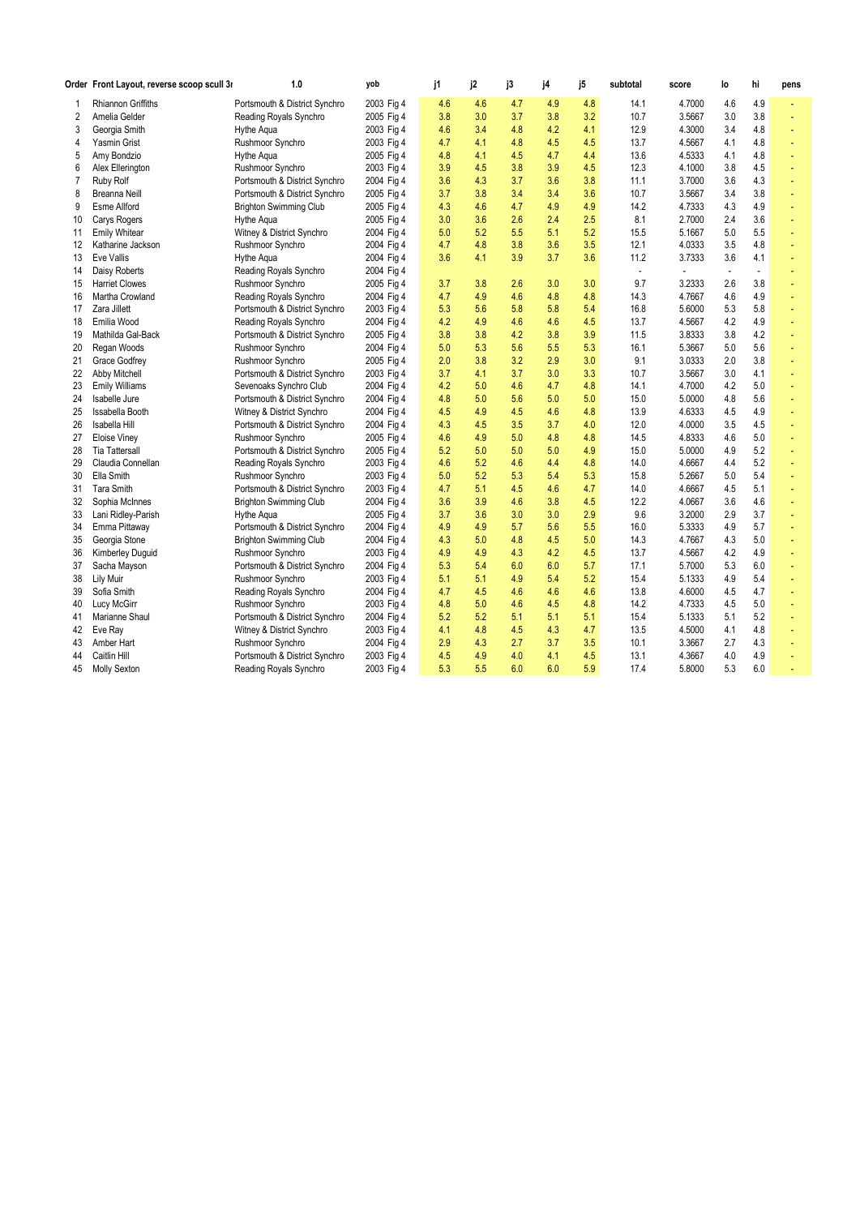| Order | Front Layout, reverse scoop scull 3r | 1.0 | yob | | j1 | j2 | j3 | j4 | j5 | subtotal | score | lo | hi | pens |
|---|---|---|---|---|---|---|---|---|---|---|---|---|---|---|
| 1 | Rhiannon Griffiths | Portsmouth & District Synchro | 2003 | Fig 4 | 4.6 | 4.6 | 4.7 | 4.9 | 4.8 | 14.1 | 4.7000 | 4.6 | 4.9 | - |
| 2 | Amelia Gelder | Reading Royals Synchro | 2005 | Fig 4 | 3.8 | 3.0 | 3.7 | 3.8 | 3.2 | 10.7 | 3.5667 | 3.0 | 3.8 | - |
| 3 | Georgia Smith | Hythe Aqua | 2003 | Fig 4 | 4.6 | 3.4 | 4.8 | 4.2 | 4.1 | 12.9 | 4.3000 | 3.4 | 4.8 | - |
| 4 | Yasmin Grist | Rushmoor Synchro | 2003 | Fig 4 | 4.7 | 4.1 | 4.8 | 4.5 | 4.5 | 13.7 | 4.5667 | 4.1 | 4.8 | - |
| 5 | Amy Bondzio | Hythe Aqua | 2005 | Fig 4 | 4.8 | 4.1 | 4.5 | 4.7 | 4.4 | 13.6 | 4.5333 | 4.1 | 4.8 | - |
| 6 | Alex Ellerington | Rushmoor Synchro | 2003 | Fig 4 | 3.9 | 4.5 | 3.8 | 3.9 | 4.5 | 12.3 | 4.1000 | 3.8 | 4.5 | - |
| 7 | Ruby Rolf | Portsmouth & District Synchro | 2004 | Fig 4 | 3.6 | 4.3 | 3.7 | 3.6 | 3.8 | 11.1 | 3.7000 | 3.6 | 4.3 | - |
| 8 | Breanna Neill | Portsmouth & District Synchro | 2005 | Fig 4 | 3.7 | 3.8 | 3.4 | 3.4 | 3.6 | 10.7 | 3.5667 | 3.4 | 3.8 | - |
| 9 | Esme Allford | Brighton Swimming Club | 2005 | Fig 4 | 4.3 | 4.6 | 4.7 | 4.9 | 4.9 | 14.2 | 4.7333 | 4.3 | 4.9 | - |
| 10 | Carys Rogers | Hythe Aqua | 2005 | Fig 4 | 3.0 | 3.6 | 2.6 | 2.4 | 2.5 | 8.1 | 2.7000 | 2.4 | 3.6 | - |
| 11 | Emily Whitear | Witney & District Synchro | 2004 | Fig 4 | 5.0 | 5.2 | 5.5 | 5.1 | 5.2 | 15.5 | 5.1667 | 5.0 | 5.5 | - |
| 12 | Katharine Jackson | Rushmoor Synchro | 2004 | Fig 4 | 4.7 | 4.8 | 3.8 | 3.6 | 3.5 | 12.1 | 4.0333 | 3.5 | 4.8 | - |
| 13 | Eve Vallis | Hythe Aqua | 2004 | Fig 4 | 3.6 | 4.1 | 3.9 | 3.7 | 3.6 | 11.2 | 3.7333 | 3.6 | 4.1 | - |
| 14 | Daisy Roberts | Reading Royals Synchro | 2004 | Fig 4 | | | | | | - | - | - | - | - |
| 15 | Harriet Clowes | Rushmoor Synchro | 2005 | Fig 4 | 3.7 | 3.8 | 2.6 | 3.0 | 3.0 | 9.7 | 3.2333 | 2.6 | 3.8 | - |
| 16 | Martha Crowland | Reading Royals Synchro | 2004 | Fig 4 | 4.7 | 4.9 | 4.6 | 4.8 | 4.8 | 14.3 | 4.7667 | 4.6 | 4.9 | - |
| 17 | Zara Jillett | Portsmouth & District Synchro | 2003 | Fig 4 | 5.3 | 5.6 | 5.8 | 5.8 | 5.4 | 16.8 | 5.6000 | 5.3 | 5.8 | - |
| 18 | Emilia Wood | Reading Royals Synchro | 2004 | Fig 4 | 4.2 | 4.9 | 4.6 | 4.6 | 4.5 | 13.7 | 4.5667 | 4.2 | 4.9 | - |
| 19 | Mathilda Gal-Back | Portsmouth & District Synchro | 2005 | Fig 4 | 3.8 | 3.8 | 4.2 | 3.8 | 3.9 | 11.5 | 3.8333 | 3.8 | 4.2 | - |
| 20 | Regan Woods | Rushmoor Synchro | 2004 | Fig 4 | 5.0 | 5.3 | 5.6 | 5.5 | 5.3 | 16.1 | 5.3667 | 5.0 | 5.6 | - |
| 21 | Grace Godfrey | Rushmoor Synchro | 2005 | Fig 4 | 2.0 | 3.8 | 3.2 | 2.9 | 3.0 | 9.1 | 3.0333 | 2.0 | 3.8 | - |
| 22 | Abby Mitchell | Portsmouth & District Synchro | 2003 | Fig 4 | 3.7 | 4.1 | 3.7 | 3.0 | 3.3 | 10.7 | 3.5667 | 3.0 | 4.1 | - |
| 23 | Emily Williams | Sevenoaks Synchro Club | 2004 | Fig 4 | 4.2 | 5.0 | 4.6 | 4.7 | 4.8 | 14.1 | 4.7000 | 4.2 | 5.0 | - |
| 24 | Isabelle Jure | Portsmouth & District Synchro | 2004 | Fig 4 | 4.8 | 5.0 | 5.6 | 5.0 | 5.0 | 15.0 | 5.0000 | 4.8 | 5.6 | - |
| 25 | Issabella Booth | Witney & District Synchro | 2004 | Fig 4 | 4.5 | 4.9 | 4.5 | 4.6 | 4.8 | 13.9 | 4.6333 | 4.5 | 4.9 | - |
| 26 | Isabella Hill | Portsmouth & District Synchro | 2004 | Fig 4 | 4.3 | 4.5 | 3.5 | 3.7 | 4.0 | 12.0 | 4.0000 | 3.5 | 4.5 | - |
| 27 | Eloise Viney | Rushmoor Synchro | 2005 | Fig 4 | 4.6 | 4.9 | 5.0 | 4.8 | 4.8 | 14.5 | 4.8333 | 4.6 | 5.0 | - |
| 28 | Tia Tattersall | Portsmouth & District Synchro | 2005 | Fig 4 | 5.2 | 5.0 | 5.0 | 5.0 | 4.9 | 15.0 | 5.0000 | 4.9 | 5.2 | - |
| 29 | Claudia Connellan | Reading Royals Synchro | 2003 | Fig 4 | 4.6 | 5.2 | 4.6 | 4.4 | 4.8 | 14.0 | 4.6667 | 4.4 | 5.2 | - |
| 30 | Ella Smith | Rushmoor Synchro | 2003 | Fig 4 | 5.0 | 5.2 | 5.3 | 5.4 | 5.3 | 15.8 | 5.2667 | 5.0 | 5.4 | - |
| 31 | Tara Smith | Portsmouth & District Synchro | 2003 | Fig 4 | 4.7 | 5.1 | 4.5 | 4.6 | 4.7 | 14.0 | 4.6667 | 4.5 | 5.1 | - |
| 32 | Sophia McInnes | Brighton Swimming Club | 2004 | Fig 4 | 3.6 | 3.9 | 4.6 | 3.8 | 4.5 | 12.2 | 4.0667 | 3.6 | 4.6 | - |
| 33 | Lani Ridley-Parish | Hythe Aqua | 2005 | Fig 4 | 3.7 | 3.6 | 3.0 | 3.0 | 2.9 | 9.6 | 3.2000 | 2.9 | 3.7 | - |
| 34 | Emma Pittaway | Portsmouth & District Synchro | 2004 | Fig 4 | 4.9 | 4.9 | 5.7 | 5.6 | 5.5 | 16.0 | 5.3333 | 4.9 | 5.7 | - |
| 35 | Georgia Stone | Brighton Swimming Club | 2004 | Fig 4 | 4.3 | 5.0 | 4.8 | 4.5 | 5.0 | 14.3 | 4.7667 | 4.3 | 5.0 | - |
| 36 | Kimberley Duguid | Rushmoor Synchro | 2003 | Fig 4 | 4.9 | 4.9 | 4.3 | 4.2 | 4.5 | 13.7 | 4.5667 | 4.2 | 4.9 | - |
| 37 | Sacha Mayson | Portsmouth & District Synchro | 2004 | Fig 4 | 5.3 | 5.4 | 6.0 | 6.0 | 5.7 | 17.1 | 5.7000 | 5.3 | 6.0 | - |
| 38 | Lily Muir | Rushmoor Synchro | 2003 | Fig 4 | 5.1 | 5.1 | 4.9 | 5.4 | 5.2 | 15.4 | 5.1333 | 4.9 | 5.4 | - |
| 39 | Sofia Smith | Reading Royals Synchro | 2004 | Fig 4 | 4.7 | 4.5 | 4.6 | 4.6 | 4.6 | 13.8 | 4.6000 | 4.5 | 4.7 | - |
| 40 | Lucy McGirr | Rushmoor Synchro | 2003 | Fig 4 | 4.8 | 5.0 | 4.6 | 4.5 | 4.8 | 14.2 | 4.7333 | 4.5 | 5.0 | - |
| 41 | Marianne Shaul | Portsmouth & District Synchro | 2004 | Fig 4 | 5.2 | 5.2 | 5.1 | 5.1 | 5.1 | 15.4 | 5.1333 | 5.1 | 5.2 | - |
| 42 | Eve Ray | Witney & District Synchro | 2003 | Fig 4 | 4.1 | 4.8 | 4.5 | 4.3 | 4.7 | 13.5 | 4.5000 | 4.1 | 4.8 | - |
| 43 | Amber Hart | Rushmoor Synchro | 2004 | Fig 4 | 2.9 | 4.3 | 2.7 | 3.7 | 3.5 | 10.1 | 3.3667 | 2.7 | 4.3 | - |
| 44 | Caitlin Hill | Portsmouth & District Synchro | 2003 | Fig 4 | 4.5 | 4.9 | 4.0 | 4.1 | 4.5 | 13.1 | 4.3667 | 4.0 | 4.9 | - |
| 45 | Molly Sexton | Reading Royals Synchro | 2003 | Fig 4 | 5.3 | 5.5 | 6.0 | 6.0 | 5.9 | 17.4 | 5.8000 | 5.3 | 6.0 | - |